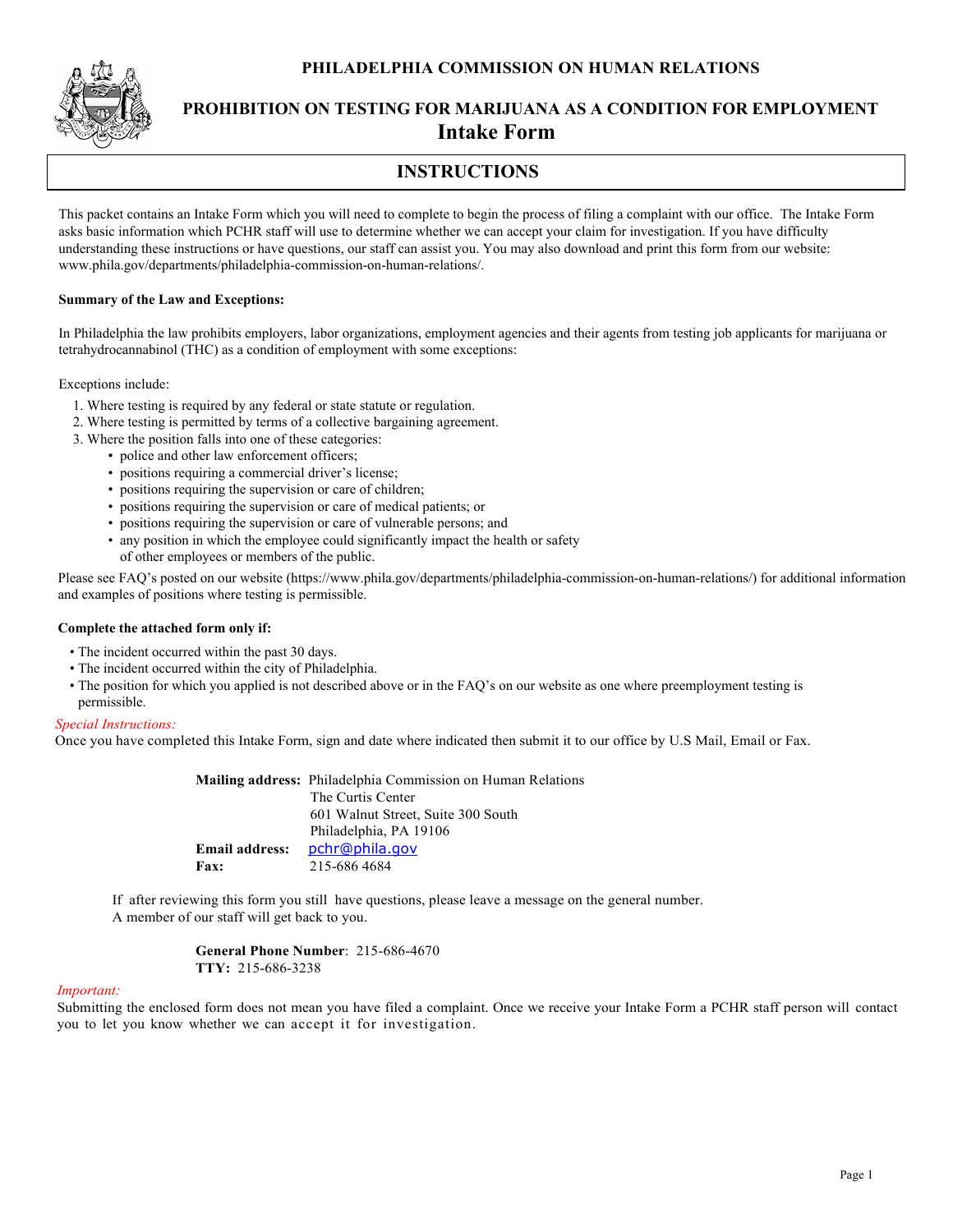# PHILADELPHIA COMMISSION ON HUMAN RELATIONS

## PROHIBITION ON TESTING FOR MARIJUANA AS A CONDITION FOR EMPLOYMENT
## Intake Form

## INSTRUCTIONS

This packet contains an Intake Form which you will need to complete to begin the process of filing a complaint with our office. The Intake Form asks basic information which PCHR staff will use to determine whether we can accept your claim for investigation. If you have difficulty understanding these instructions or have questions, our staff can assist you. You may also download and print this form from our website: www.phila.gov/departments/philadelphia-commission-on-human-relations/.

**Summary of the Law and Exceptions:**

In Philadelphia the law prohibits employers, labor organizations, employment agencies and their agents from testing job applicants for marijuana or tetrahydrocannabinol (THC) as a condition of employment with some exceptions:

Exceptions include:

1. Where testing is required by any federal or state statute or regulation.
2. Where testing is permitted by terms of a collective bargaining agreement.
3. Where the position falls into one of these categories:
   - police and other law enforcement officers;
   - positions requiring a commercial driver's license;
   - positions requiring the supervision or care of children;
   - positions requiring the supervision or care of medical patients; or
   - positions requiring the supervision or care of vulnerable persons; and
   - any position in which the employee could significantly impact the health or safety of other employees or members of the public.

Please see FAQ's posted on our website (https://www.phila.gov/departments/philadelphia-commission-on-human-relations/) for additional information and examples of positions where testing is permissible.

**Complete the attached form only if:**

- The incident occurred within the past 30 days.
- The incident occurred within the city of Philadelphia.
- The position for which you applied is not described above or in the FAQ's on our website as one where preemployment testing is permissible.

*Special Instructions:*

Once you have completed this Intake Form, sign and date where indicated then submit it to our office by U.S Mail, Email or Fax.

**Mailing address:** Philadelphia Commission on Human Relations
The Curtis Center
601 Walnut Street, Suite 300 South
Philadelphia, PA 19106

**Email address:** pchr@phila.gov

**Fax:** 215-686 4684

If after reviewing this form you still have questions, please leave a message on the general number. A member of our staff will get back to you.

**General Phone Number**: 215-686-4670

**TTY:** 215-686-3238

*Important:*

Submitting the enclosed form does not mean you have filed a complaint. Once we receive your Intake Form a PCHR staff person will contact you to let you know whether we can accept it for investigation.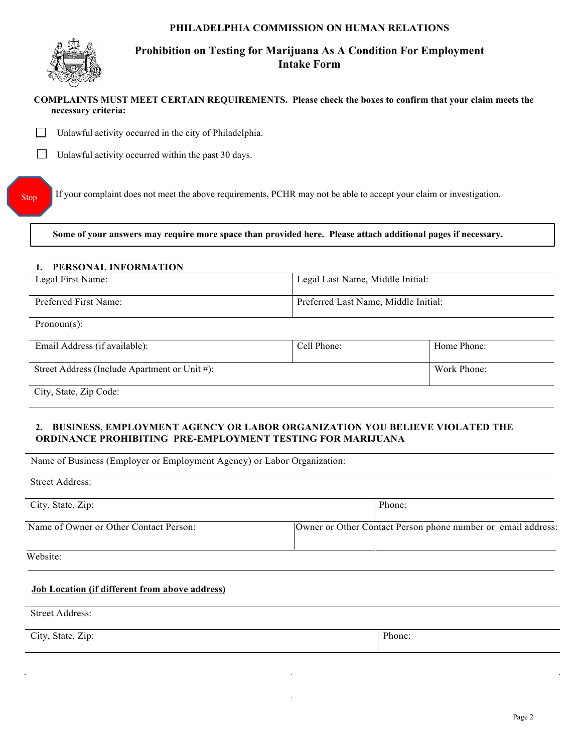# PHILADELPHIA COMMISSION ON HUMAN RELATIONS

## Prohibition on Testing for Marijuana As A Condition For Employment Intake Form

**COMPLAINTS MUST MEET CERTAIN REQUIREMENTS. Please check the boxes to confirm that your claim meets the necessary criteria:**

- ☐ Unlawful activity occurred in the city of Philadelphia.
- ☐ Unlawful activity occurred within the past 30 days.

Stop — If your complaint does not meet the above requirements, PCHR may not be able to accept your claim or investigation.

**Some of your answers may require more space than provided here. Please attach additional pages if necessary.**

### 1. PERSONAL INFORMATION

| Legal First Name: | Legal Last Name, Middle Initial: | |
|---|---|---|
| Preferred First Name: | Preferred Last Name, Middle Initial: | |
| Pronoun(s): | | |
| Email Address (if available): | Cell Phone: | Home Phone: |
| Street Address (Include Apartment or Unit #): | | Work Phone: |
| City, State, Zip Code: | | |

### 2. BUSINESS, EMPLOYMENT AGENCY OR LABOR ORGANIZATION YOU BELIEVE VIOLATED THE ORDINANCE PROHIBITING PRE-EMPLOYMENT TESTING FOR MARIJUANA

| Name of Business (Employer or Employment Agency) or Labor Organization: | |
|---|---|
| Street Address: | |
| City, State, Zip: | Phone: |
| Name of Owner or Other Contact Person: | Owner or Other Contact Person phone number or email address: |
| Website: | |

**Job Location (if different from above address)**

| Street Address: | |
|---|---|
| City, State, Zip: | Phone: |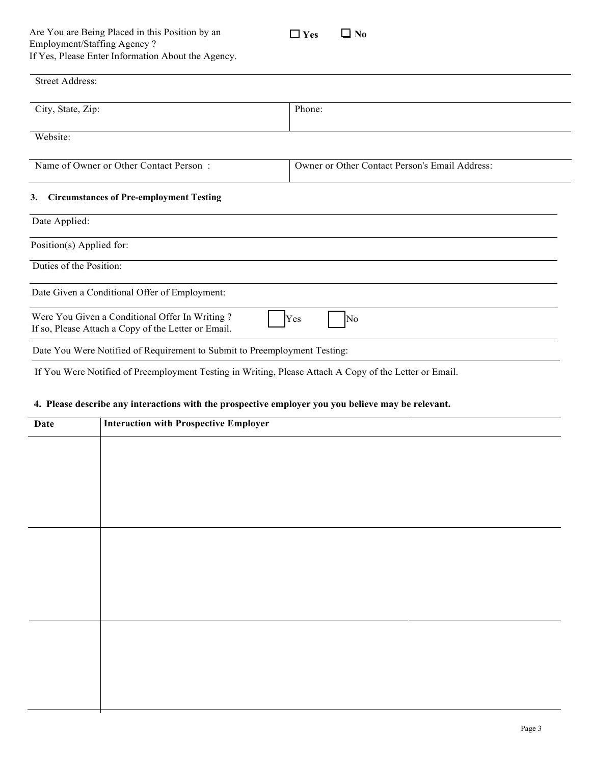Are You are Being Placed in this Position by an Employment/Staffing Agency ?
If Yes, Please Enter Information About the Agency.

☐ **Yes** ☐ **No**

| Street Address: | |
|---|---|
| City, State, Zip: | Phone: |
| Website: | |
| Name of Owner or Other Contact Person : | Owner or Other Contact Person's Email Address: |

**3. Circumstances of Pre-employment Testing**

Date Applied:

Position(s) Applied for:

Duties of the Position:

Date Given a Conditional Offer of Employment:

Were You Given a Conditional Offer In Writing ?
If so, Please Attach a Copy of the Letter or Email.

☐ Yes ☐ No

Date You Were Notified of Requirement to Submit to Preemployment Testing:

If You Were Notified of Preemployment Testing in Writing, Please Attach A Copy of the Letter or Email.

**4. Please describe any interactions with the prospective employer you you believe may be relevant.**

| Date | Interaction with Prospective Employer |
|---|---|
| | |
| | |
| | |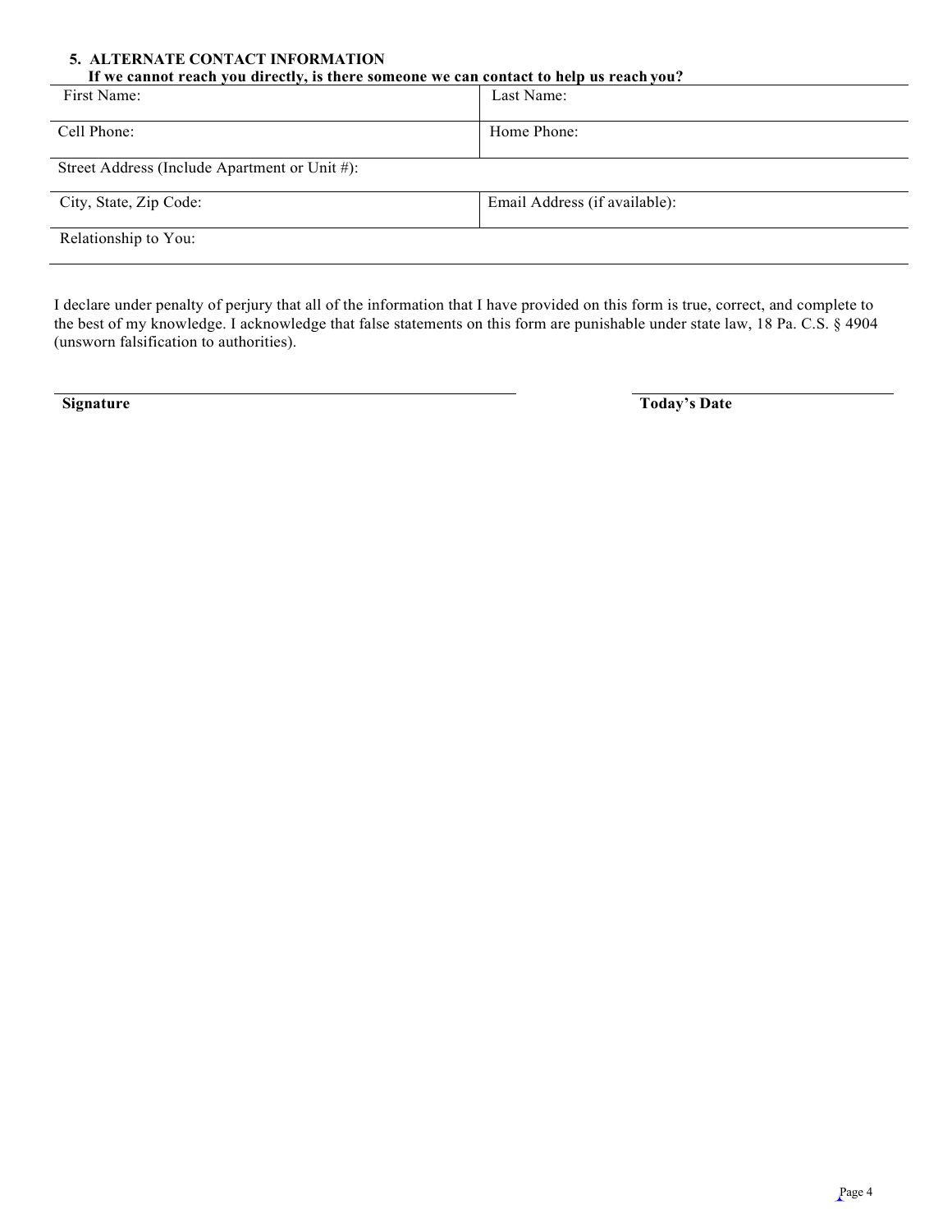## 5. ALTERNATE CONTACT INFORMATION

**If we cannot reach you directly, is there someone we can contact to help us reach you?**

| | |
|---|---|
| First Name: | Last Name: |
| Cell Phone: | Home Phone: |
| Street Address (Include Apartment or Unit #): | |
| City, State, Zip Code: | Email Address (if available): |
| Relationship to You: | |

I declare under penalty of perjury that all of the information that I have provided on this form is true, correct, and complete to the best of my knowledge. I acknowledge that false statements on this form are punishable under state law, 18 Pa. C.S. § 4904 (unsworn falsification to authorities).

**Signature** &nbsp;&nbsp;&nbsp;&nbsp;&nbsp;&nbsp;&nbsp;&nbsp;&nbsp;&nbsp; **Today's Date**